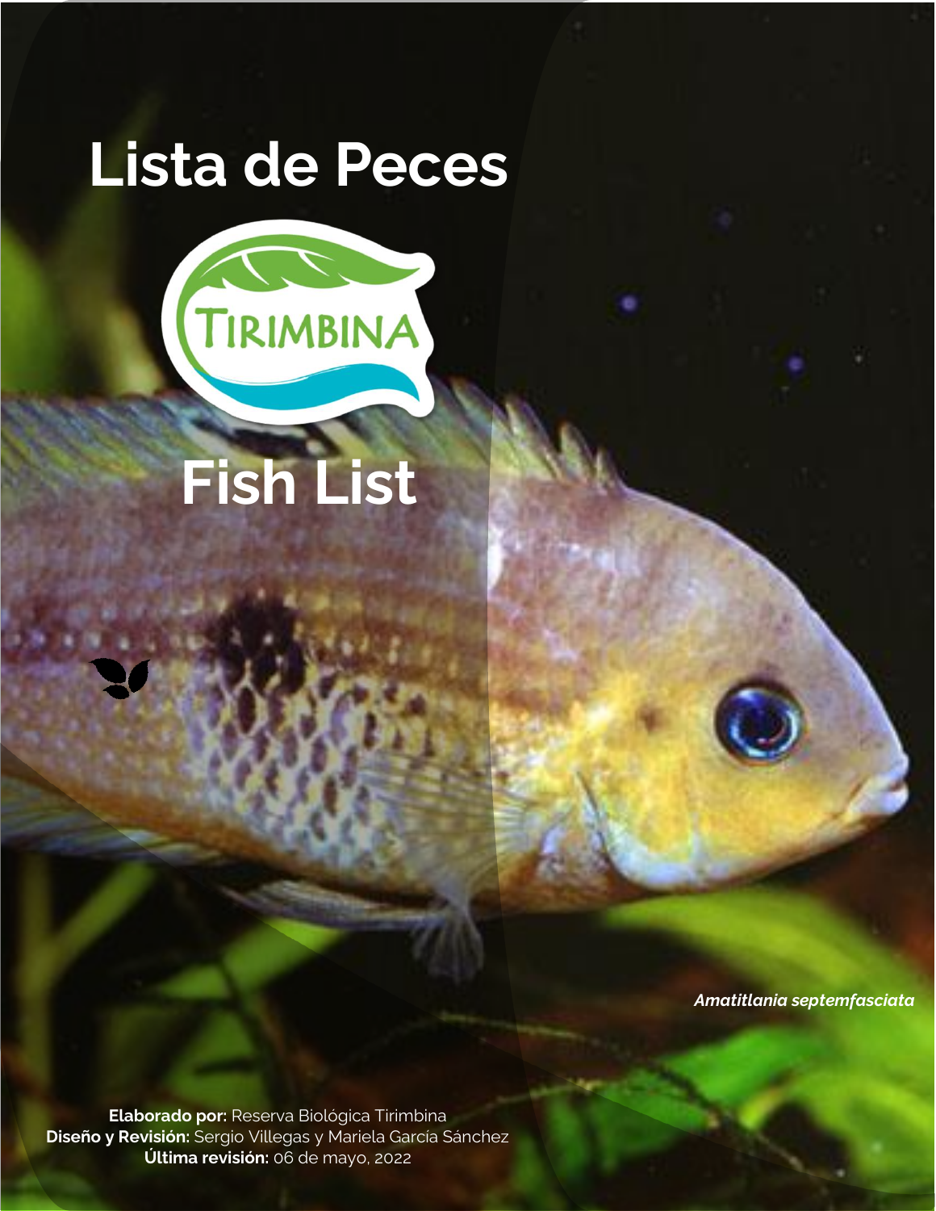# Lista de Peces

TIRIMBINA

# Fish List

*Amatitlania septemfasciata*

**Elaborado por:** Reserva Biológica Tirimbina
**Diseño y Revisión:** Sergio Villegas y Mariela García Sánchez
**Última revisión:** 06 de mayo, 2022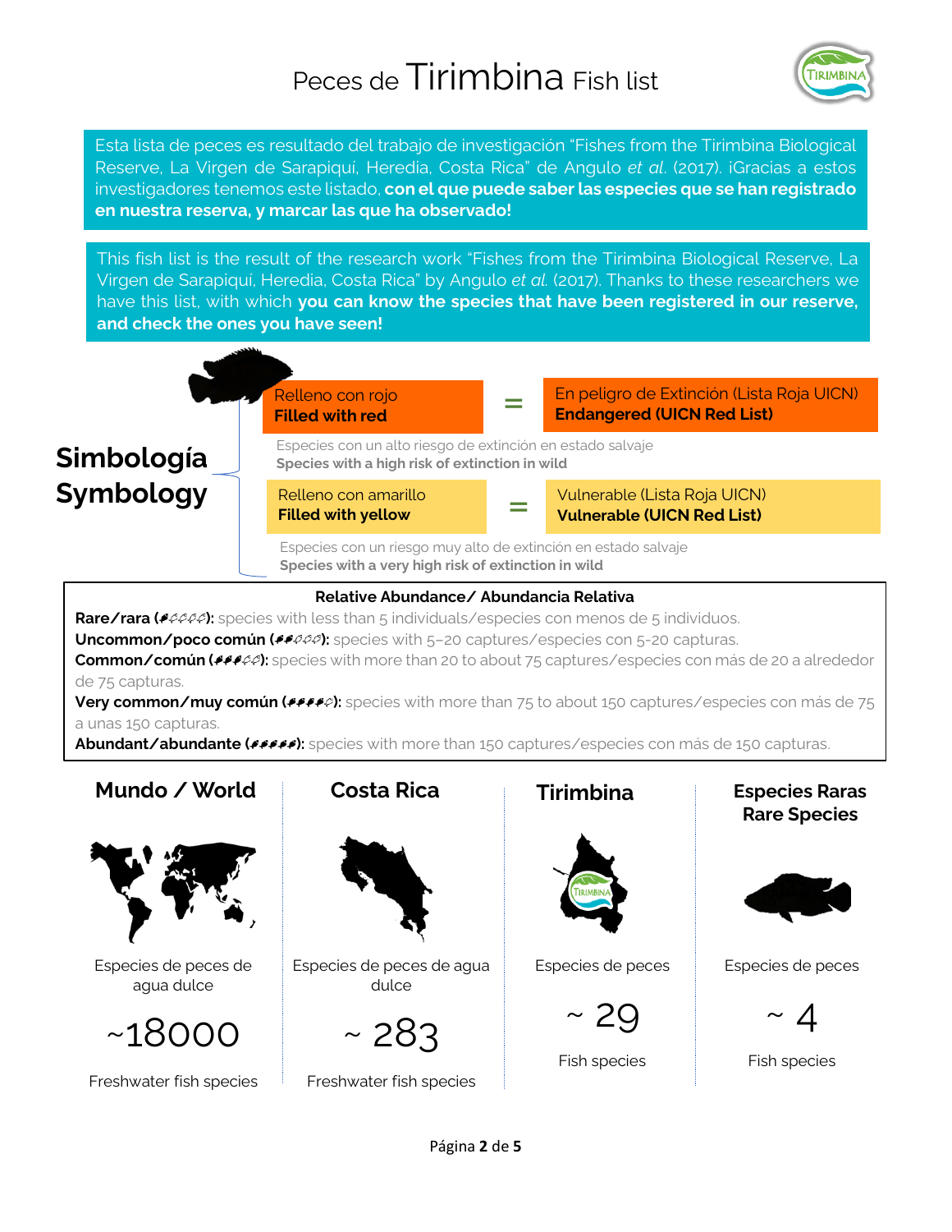# Peces de Tirimbina Fish list

Esta lista de peces es resultado del trabajo de investigación "Fishes from the Tirimbina Biological Reserve, La Virgen de Sarapiquí, Heredia, Costa Rica" de Angulo *et al.* (2017). ¡Gracias a estos investigadores tenemos este listado, **con el que puede saber las especies que se han registrado en nuestra reserva, y marcar las que ha observado!**

This fish list is the result of the research work "Fishes from the Tirimbina Biological Reserve, La Virgen de Sarapiquí, Heredia, Costa Rica" by Angulo *et al.* (2017). Thanks to these researchers we have this list, with which **you can know the species that have been registered in our reserve, and check the ones you have seen!**

## Simbología Symbology

Relleno con rojo
**Filled with red**
= En peligro de Extinción (Lista Roja UICN)
**Endangered (UICN Red List)**

Especies con un alto riesgo de extinción en estado salvaje
**Species with a high risk of extinction in wild**

Relleno con amarillo
**Filled with yellow**
= Vulnerable (Lista Roja UICN)
**Vulnerable (UICN Red List)**

Especies con un riesgo muy alto de extinción en estado salvaje
**Species with a very high risk of extinction in wild**

**Relative Abundance/ Abundancia Relativa**

**Rare/rara (●○○○○):** species with less than 5 individuals/especies con menos de 5 individuos.
**Uncommon/poco común (●●○○○):** species with 5–20 captures/especies con 5-20 capturas.
**Common/común (●●●○○):** species with more than 20 to about 75 captures/especies con más de 20 a alrededor de 75 capturas.
**Very common/muy común (●●●●○):** species with more than 75 to about 150 captures/especies con más de 75 a unas 150 capturas.
**Abundant/abundante (●●●●●):** species with more than 150 captures/especies con más de 150 capturas.

| Mundo / World | Costa Rica | Tirimbina | Especies Raras Rare Species |
|---|---|---|---|
| Especies de peces de agua dulce | Especies de peces de agua dulce | Especies de peces | Especies de peces |
| ~18000 | ~ 283 | ~ 29 | ~ 4 |
| Freshwater fish species | Freshwater fish species | Fish species | Fish species |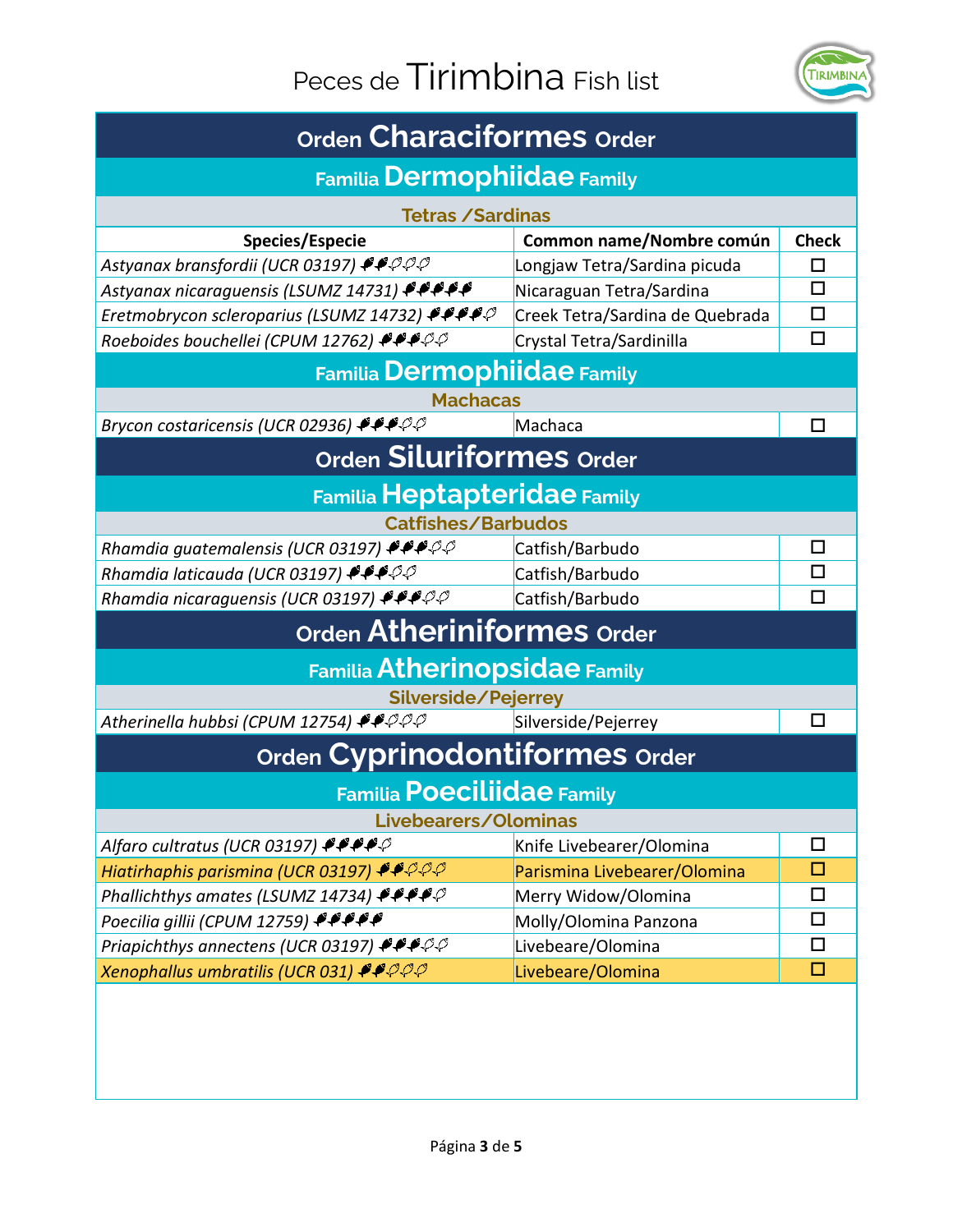# Peces de Tirimbina Fish list

| Orden **Characiformes** Order | | |
|---|---|---|
| Familia **Dermophiidae** Family | | |
| **Tetras /Sardinas** | | |
| **Species/Especie** | **Common name/Nombre común** | **Check** |
| *Astyanax bransfordii (UCR 03197)* | Longjaw Tetra/Sardina picuda | ☐ |
| *Astyanax nicaraguensis (LSUMZ 14731)* | Nicaraguan Tetra/Sardina | ☐ |
| *Eretmobrycon scleroparius (LSUMZ 14732)* | Creek Tetra/Sardina de Quebrada | ☐ |
| *Roeboides bouchellei (CPUM 12762)* | Crystal Tetra/Sardinilla | ☐ |
| Familia **Dermophiidae** Family | | |
| **Machacas** | | |
| *Brycon costaricensis (UCR 02936)* | Machaca | ☐ |
| Orden **Siluriformes** Order | | |
| Familia **Heptapteridae** Family | | |
| **Catfishes/Barbudos** | | |
| *Rhamdia guatemalensis (UCR 03197)* | Catfish/Barbudo | ☐ |
| *Rhamdia laticauda (UCR 03197)* | Catfish/Barbudo | ☐ |
| *Rhamdia nicaraguensis (UCR 03197)* | Catfish/Barbudo | ☐ |
| Orden **Atheriniformes** Order | | |
| Familia **Atherinopsidae** Family | | |
| **Silverside/Pejerrey** | | |
| *Atherinella hubbsi (CPUM 12754)* | Silverside/Pejerrey | ☐ |
| Orden **Cyprinodontiformes** Order | | |
| Familia **Poeciliidae** Family | | |
| **Livebearers/Olominas** | | |
| *Alfaro cultratus (UCR 03197)* | Knife Livebearer/Olomina | ☐ |
| *Hiatirhaphis parismina (UCR 03197)* | Parismina Livebearer/Olomina | ☐ |
| *Phallichthys amates (LSUMZ 14734)* | Merry Widow/Olomina | ☐ |
| *Poecilia gillii (CPUM 12759)* | Molly/Olomina Panzona | ☐ |
| *Priapichthys annectens (UCR 03197)* | Livebeare/Olomina | ☐ |
| *Xenophallus umbratilis (UCR 031)* | Livebeare/Olomina | ☐ |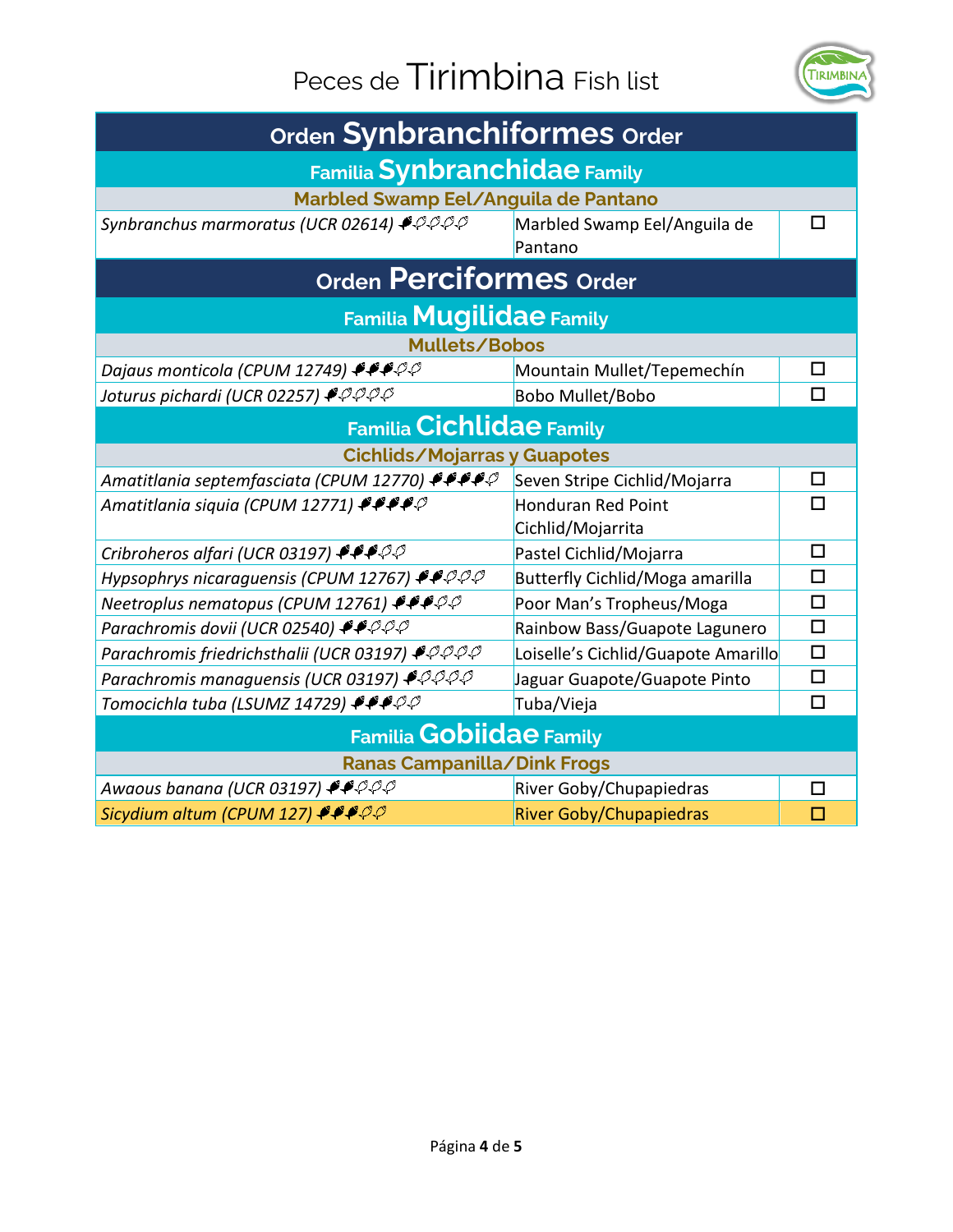# Peces de Tirimbina Fish list

| Orden **Synbranchiformes** Order | | |
|---|---|---|
| Familia **Synbranchidae** Family | | |
| **Marbled Swamp Eel/Anguila de Pantano** | | |
| *Synbranchus marmoratus (UCR 02614)* | Marbled Swamp Eel/Anguila de Pantano | ☐ |
| Orden **Perciformes** Order | | |
| Familia **Mugilidae** Family | | |
| **Mullets/Bobos** | | |
| *Dajaus monticola (CPUM 12749)* | Mountain Mullet/Tepemechín | ☐ |
| *Joturus pichardi (UCR 02257)* | Bobo Mullet/Bobo | ☐ |
| Familia **Cichlidae** Family | | |
| **Cichlids/Mojarras y Guapotes** | | |
| *Amatitlania septemfasciata (CPUM 12770)* | Seven Stripe Cichlid/Mojarra | ☐ |
| *Amatitlania siquia (CPUM 12771)* | Honduran Red Point Cichlid/Mojarrita | ☐ |
| *Cribroheros alfari (UCR 03197)* | Pastel Cichlid/Mojarra | ☐ |
| *Hypsophrys nicaraguensis (CPUM 12767)* | Butterfly Cichlid/Moga amarilla | ☐ |
| *Neetroplus nematopus (CPUM 12761)* | Poor Man's Tropheus/Moga | ☐ |
| *Parachromis dovii (UCR 02540)* | Rainbow Bass/Guapote Lagunero | ☐ |
| *Parachromis friedrichsthalii (UCR 03197)* | Loiselle's Cichlid/Guapote Amarillo | ☐ |
| *Parachromis managuensis (UCR 03197)* | Jaguar Guapote/Guapote Pinto | ☐ |
| *Tomocichla tuba (LSUMZ 14729)* | Tuba/Vieja | ☐ |
| Familia **Gobiidae** Family | | |
| **Ranas Campanilla/Dink Frogs** | | |
| *Awaous banana (UCR 03197)* | River Goby/Chupapiedras | ☐ |
| *Sicydium altum (CPUM 127)* | River Goby/Chupapiedras | ☐ |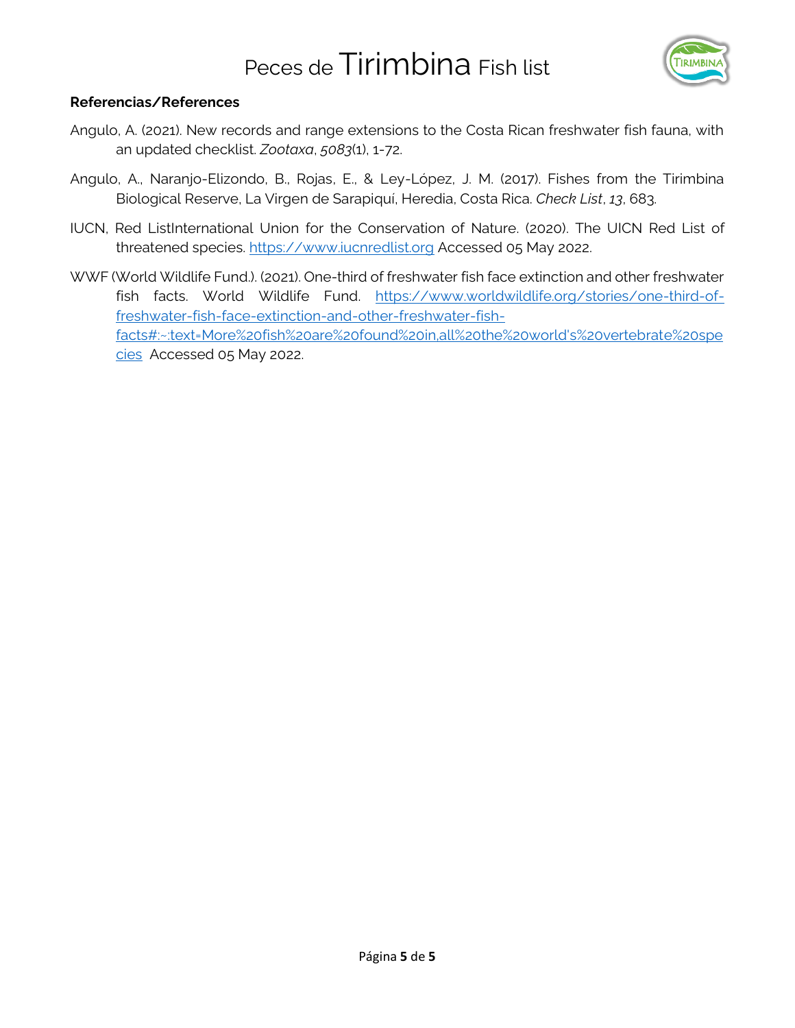**Referencias/References**

Angulo, A. (2021). New records and range extensions to the Costa Rican freshwater fish fauna, with an updated checklist. *Zootaxa*, *5083*(1), 1-72.

Angulo, A., Naranjo-Elizondo, B., Rojas, E., & Ley-López, J. M. (2017). Fishes from the Tirimbina Biological Reserve, La Virgen de Sarapiquí, Heredia, Costa Rica. *Check List*, *13*, 683.

IUCN, Red ListInternational Union for the Conservation of Nature. (2020). The UICN Red List of threatened species. https://www.iucnredlist.org Accessed 05 May 2022.

WWF (World Wildlife Fund.). (2021). One-third of freshwater fish face extinction and other freshwater fish facts. World Wildlife Fund. https://www.worldwildlife.org/stories/one-third-of-freshwater-fish-face-extinction-and-other-freshwater-fish-facts#:~:text=More%20fish%20are%20found%20in,all%20the%20world's%20vertebrate%20species Accessed 05 May 2022.